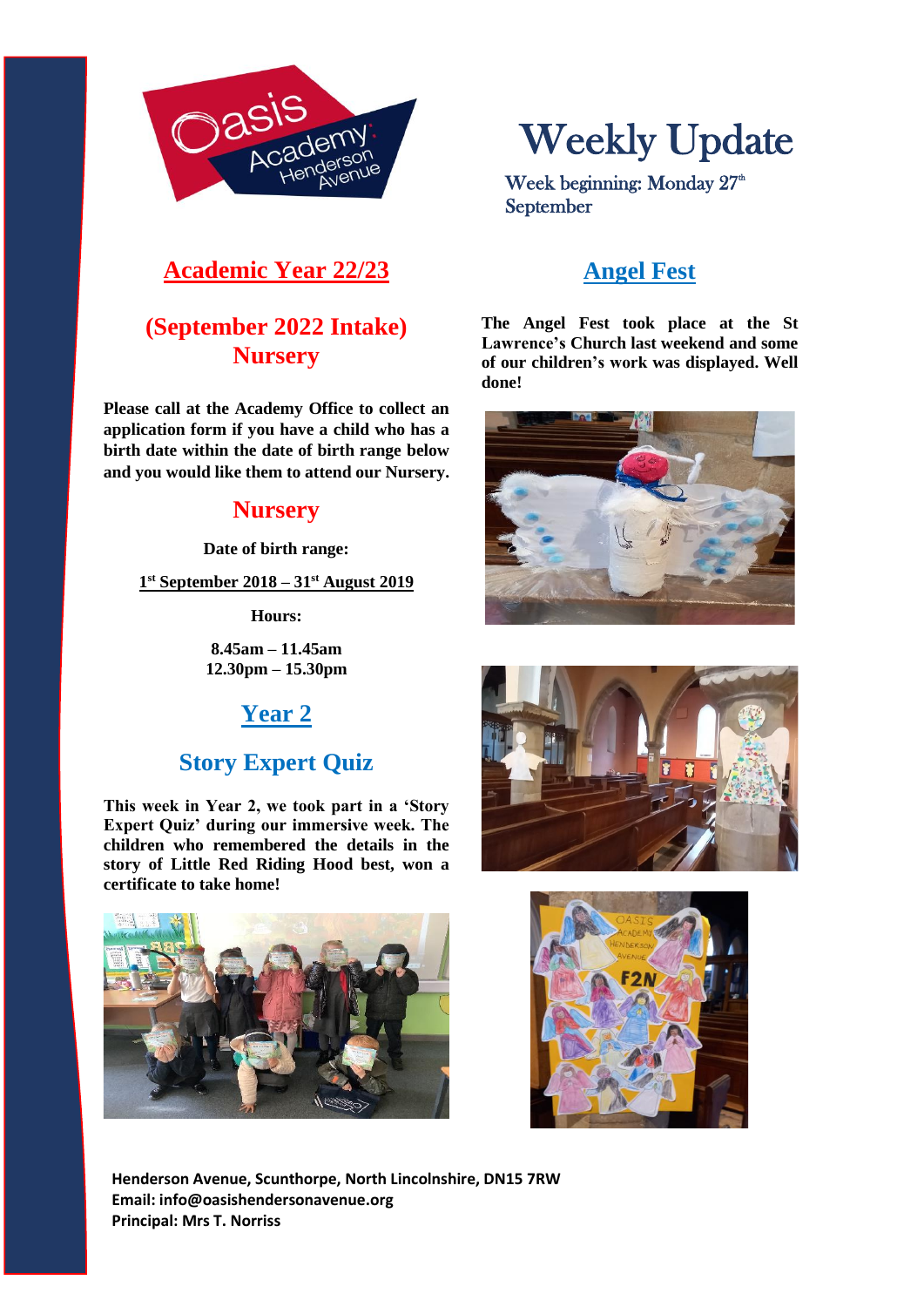# Weekly Update

Week beginning: Monday 27th September

## Academic Year 22/23

### (September 2022 Intake) Nursery

**Please call at the Academy Office to collect an application form if you have a child who has a birth date within the date of birth range below and you would like them to attend our Nursery.**

### Nursery

**Date of birth range:**

**1st September 2018 – 31st August 2019**

**Hours:**

**8.45am – 11.45am**
**12.30pm – 15.30pm**

## Year 2

### Story Expert Quiz

**This week in Year 2, we took part in a 'Story Expert Quiz' during our immersive week. The children who remembered the details in the story of Little Red Riding Hood best, won a certificate to take home!**

## Angel Fest

**The Angel Fest took place at the St Lawrence's Church last weekend and some of our children's work was displayed. Well done!**

**Henderson Avenue, Scunthorpe, North Lincolnshire, DN15 7RW**
**Email: info@oasishendersonavenue.org**
**Principal: Mrs T. Norriss**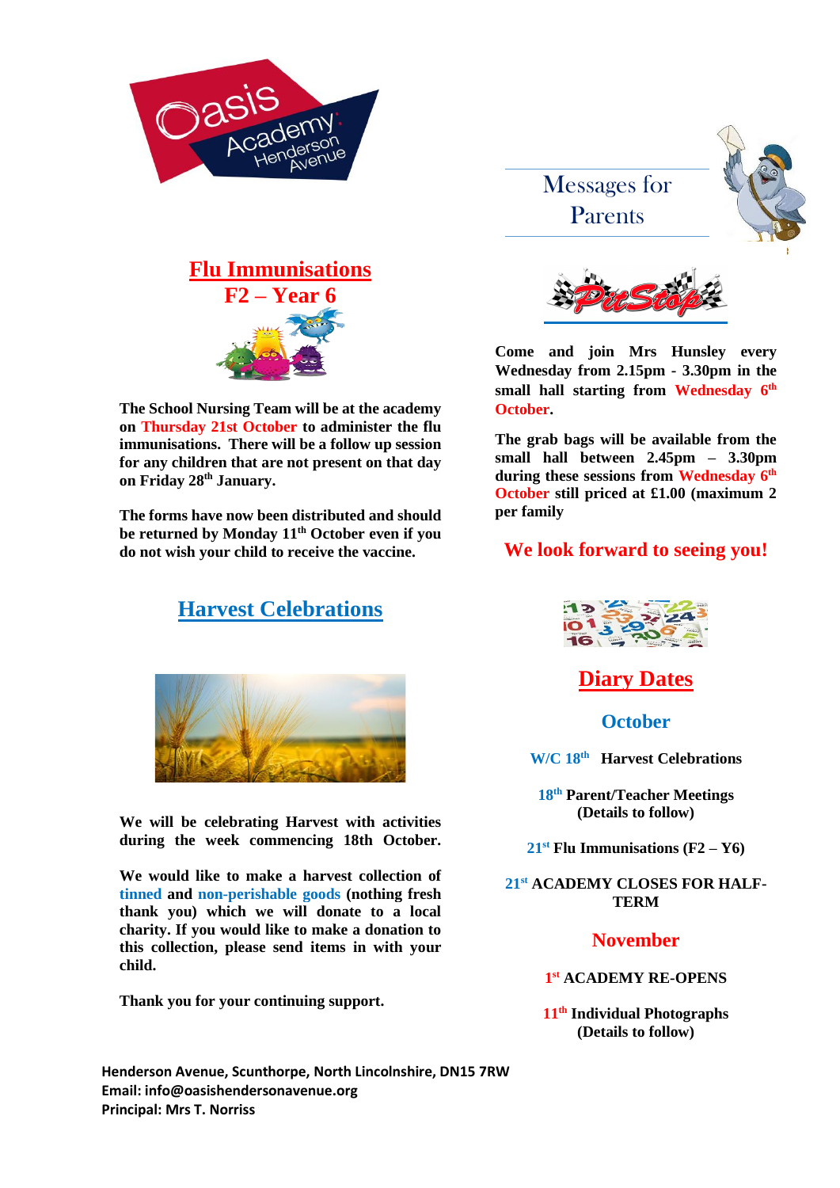Messages for Parents

## Flu Immunisations
## F2 – Year 6

**The School Nursing Team will be at the academy on Thursday 21st October to administer the flu immunisations. There will be a follow up session for any children that are not present on that day on Friday 28th January.**

**The forms have now been distributed and should be returned by Monday 11th October even if you do not wish your child to receive the vaccine.**

## Harvest Celebrations

**We will be celebrating Harvest with activities during the week commencing 18th October.**

**We would like to make a harvest collection of tinned and non-perishable goods (nothing fresh thank you) which we will donate to a local charity. If you would like to make a donation to this collection, please send items in with your child.**

**Thank you for your continuing support.**

## PitStop

**Come and join Mrs Hunsley every Wednesday from 2.15pm - 3.30pm in the small hall starting from Wednesday 6th October.**

**The grab bags will be available from the small hall between 2.45pm – 3.30pm during these sessions from Wednesday 6th October still priced at £1.00 (maximum 2 per family**

**We look forward to seeing you!**

## Diary Dates

### October

**W/C 18th Harvest Celebrations**

**18th Parent/Teacher Meetings (Details to follow)**

**21st Flu Immunisations (F2 – Y6)**

**21st ACADEMY CLOSES FOR HALF-TERM**

### November

**1st ACADEMY RE-OPENS**

**11th Individual Photographs (Details to follow)**

**Henderson Avenue, Scunthorpe, North Lincolnshire, DN15 7RW**
**Email: info@oasishendersonavenue.org**
**Principal: Mrs T. Norriss**